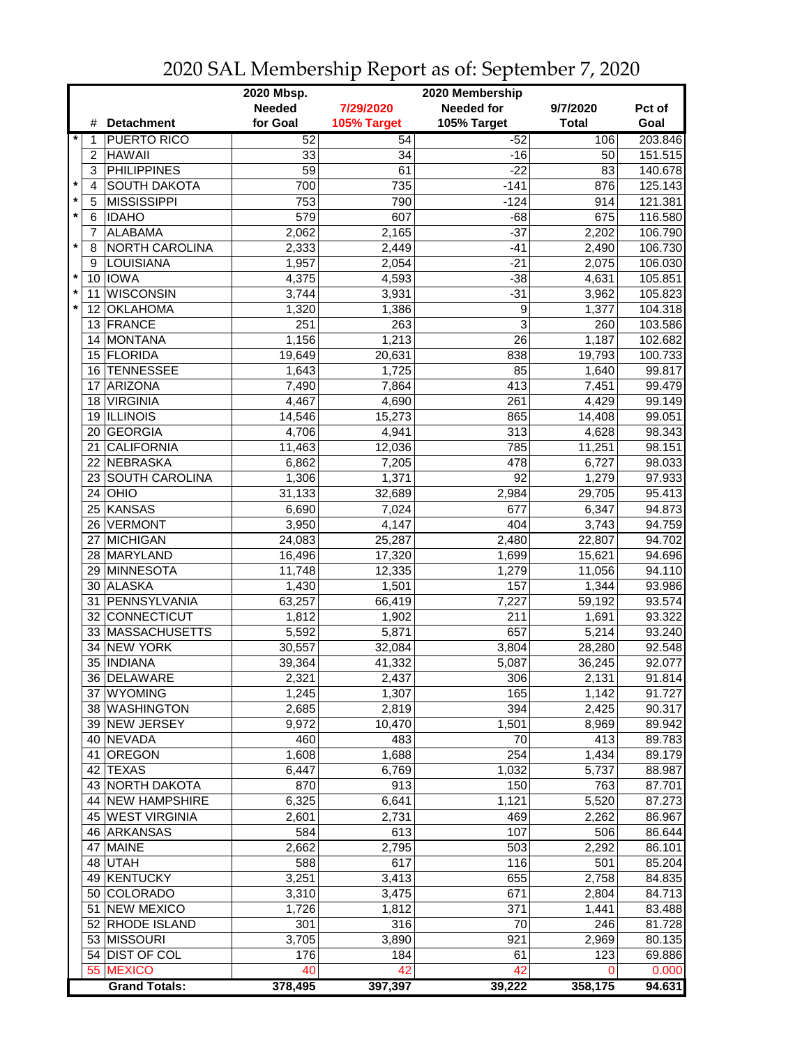# 2020 SAL Membership Report as of: September 7, 2020

| | # | Detachment | 2020 Mbsp. Needed for Goal | 7/29/2020 105% Target | 2020 Membership Needed for 105% Target | 9/7/2020 Total | Pct of Goal |
|---|---|---|---|---|---|---|---|
| * | 1 | PUERTO RICO | 52 | 54 | -52 | 106 | 203.846 |
| | 2 | HAWAII | 33 | 34 | -16 | 50 | 151.515 |
| | 3 | PHILIPPINES | 59 | 61 | -22 | 83 | 140.678 |
| * | 4 | SOUTH DAKOTA | 700 | 735 | -141 | 876 | 125.143 |
| * | 5 | MISSISSIPPI | 753 | 790 | -124 | 914 | 121.381 |
| * | 6 | IDAHO | 579 | 607 | -68 | 675 | 116.580 |
| | 7 | ALABAMA | 2,062 | 2,165 | -37 | 2,202 | 106.790 |
| * | 8 | NORTH CAROLINA | 2,333 | 2,449 | -41 | 2,490 | 106.730 |
| | 9 | LOUISIANA | 1,957 | 2,054 | -21 | 2,075 | 106.030 |
| * | 10 | IOWA | 4,375 | 4,593 | -38 | 4,631 | 105.851 |
| * | 11 | WISCONSIN | 3,744 | 3,931 | -31 | 3,962 | 105.823 |
| * | 12 | OKLAHOMA | 1,320 | 1,386 | 9 | 1,377 | 104.318 |
| | 13 | FRANCE | 251 | 263 | 3 | 260 | 103.586 |
| | 14 | MONTANA | 1,156 | 1,213 | 26 | 1,187 | 102.682 |
| | 15 | FLORIDA | 19,649 | 20,631 | 838 | 19,793 | 100.733 |
| | 16 | TENNESSEE | 1,643 | 1,725 | 85 | 1,640 | 99.817 |
| | 17 | ARIZONA | 7,490 | 7,864 | 413 | 7,451 | 99.479 |
| | 18 | VIRGINIA | 4,467 | 4,690 | 261 | 4,429 | 99.149 |
| | 19 | ILLINOIS | 14,546 | 15,273 | 865 | 14,408 | 99.051 |
| | 20 | GEORGIA | 4,706 | 4,941 | 313 | 4,628 | 98.343 |
| | 21 | CALIFORNIA | 11,463 | 12,036 | 785 | 11,251 | 98.151 |
| | 22 | NEBRASKA | 6,862 | 7,205 | 478 | 6,727 | 98.033 |
| | 23 | SOUTH CAROLINA | 1,306 | 1,371 | 92 | 1,279 | 97.933 |
| | 24 | OHIO | 31,133 | 32,689 | 2,984 | 29,705 | 95.413 |
| | 25 | KANSAS | 6,690 | 7,024 | 677 | 6,347 | 94.873 |
| | 26 | VERMONT | 3,950 | 4,147 | 404 | 3,743 | 94.759 |
| | 27 | MICHIGAN | 24,083 | 25,287 | 2,480 | 22,807 | 94.702 |
| | 28 | MARYLAND | 16,496 | 17,320 | 1,699 | 15,621 | 94.696 |
| | 29 | MINNESOTA | 11,748 | 12,335 | 1,279 | 11,056 | 94.110 |
| | 30 | ALASKA | 1,430 | 1,501 | 157 | 1,344 | 93.986 |
| | 31 | PENNSYLVANIA | 63,257 | 66,419 | 7,227 | 59,192 | 93.574 |
| | 32 | CONNECTICUT | 1,812 | 1,902 | 211 | 1,691 | 93.322 |
| | 33 | MASSACHUSETTS | 5,592 | 5,871 | 657 | 5,214 | 93.240 |
| | 34 | NEW YORK | 30,557 | 32,084 | 3,804 | 28,280 | 92.548 |
| | 35 | INDIANA | 39,364 | 41,332 | 5,087 | 36,245 | 92.077 |
| | 36 | DELAWARE | 2,321 | 2,437 | 306 | 2,131 | 91.814 |
| | 37 | WYOMING | 1,245 | 1,307 | 165 | 1,142 | 91.727 |
| | 38 | WASHINGTON | 2,685 | 2,819 | 394 | 2,425 | 90.317 |
| | 39 | NEW JERSEY | 9,972 | 10,470 | 1,501 | 8,969 | 89.942 |
| | 40 | NEVADA | 460 | 483 | 70 | 413 | 89.783 |
| | 41 | OREGON | 1,608 | 1,688 | 254 | 1,434 | 89.179 |
| | 42 | TEXAS | 6,447 | 6,769 | 1,032 | 5,737 | 88.987 |
| | 43 | NORTH DAKOTA | 870 | 913 | 150 | 763 | 87.701 |
| | 44 | NEW HAMPSHIRE | 6,325 | 6,641 | 1,121 | 5,520 | 87.273 |
| | 45 | WEST VIRGINIA | 2,601 | 2,731 | 469 | 2,262 | 86.967 |
| | 46 | ARKANSAS | 584 | 613 | 107 | 506 | 86.644 |
| | 47 | MAINE | 2,662 | 2,795 | 503 | 2,292 | 86.101 |
| | 48 | UTAH | 588 | 617 | 116 | 501 | 85.204 |
| | 49 | KENTUCKY | 3,251 | 3,413 | 655 | 2,758 | 84.835 |
| | 50 | COLORADO | 3,310 | 3,475 | 671 | 2,804 | 84.713 |
| | 51 | NEW MEXICO | 1,726 | 1,812 | 371 | 1,441 | 83.488 |
| | 52 | RHODE ISLAND | 301 | 316 | 70 | 246 | 81.728 |
| | 53 | MISSOURI | 3,705 | 3,890 | 921 | 2,969 | 80.135 |
| | 54 | DIST OF COL | 176 | 184 | 61 | 123 | 69.886 |
| | 55 | MEXICO | 40 | 42 | 42 | 0 | 0.000 |
| | | **Grand Totals:** | **378,495** | **397,397** | **39,222** | **358,175** | **94.631** |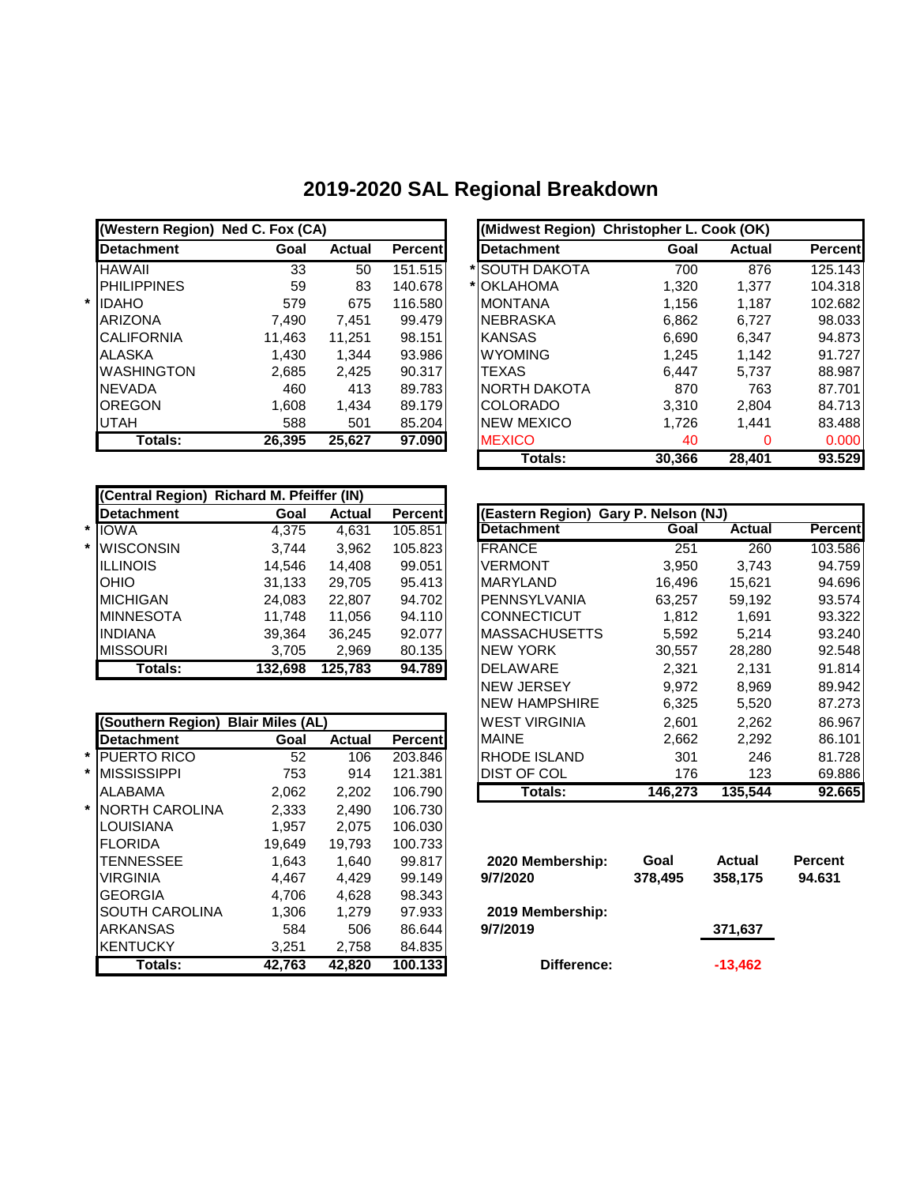# 2019-2020 SAL Regional Breakdown

| (Western Region) Ned C. Fox (CA) | | | |
|---|---|---|---|
| Detachment | Goal | Actual | Percent |
| HAWAII | 33 | 50 | 151.515 |
| PHILIPPINES | 59 | 83 | 140.678 |
| * IDAHO | 579 | 675 | 116.580 |
| ARIZONA | 7,490 | 7,451 | 99.479 |
| CALIFORNIA | 11,463 | 11,251 | 98.151 |
| ALASKA | 1,430 | 1,344 | 93.986 |
| WASHINGTON | 2,685 | 2,425 | 90.317 |
| NEVADA | 460 | 413 | 89.783 |
| OREGON | 1,608 | 1,434 | 89.179 |
| UTAH | 588 | 501 | 85.204 |
| **Totals:** | **26,395** | **25,627** | **97.090** |

| (Midwest Region) Christopher L. Cook (OK) | | | |
|---|---|---|---|
| Detachment | Goal | Actual | Percent |
| * SOUTH DAKOTA | 700 | 876 | 125.143 |
| * OKLAHOMA | 1,320 | 1,377 | 104.318 |
| MONTANA | 1,156 | 1,187 | 102.682 |
| NEBRASKA | 6,862 | 6,727 | 98.033 |
| KANSAS | 6,690 | 6,347 | 94.873 |
| WYOMING | 1,245 | 1,142 | 91.727 |
| TEXAS | 6,447 | 5,737 | 88.987 |
| NORTH DAKOTA | 870 | 763 | 87.701 |
| COLORADO | 3,310 | 2,804 | 84.713 |
| NEW MEXICO | 1,726 | 1,441 | 83.488 |
| MEXICO | 40 | 0 | 0.000 |
| **Totals:** | **30,366** | **28,401** | **93.529** |

| (Central Region) Richard M. Pfeiffer (IN) | | | |
|---|---|---|---|
| Detachment | Goal | Actual | Percent |
| * IOWA | 4,375 | 4,631 | 105.851 |
| * WISCONSIN | 3,744 | 3,962 | 105.823 |
| ILLINOIS | 14,546 | 14,408 | 99.051 |
| OHIO | 31,133 | 29,705 | 95.413 |
| MICHIGAN | 24,083 | 22,807 | 94.702 |
| MINNESOTA | 11,748 | 11,056 | 94.110 |
| INDIANA | 39,364 | 36,245 | 92.077 |
| MISSOURI | 3,705 | 2,969 | 80.135 |
| **Totals:** | **132,698** | **125,783** | **94.789** |

| (Eastern Region) Gary P. Nelson (NJ) | | | |
|---|---|---|---|
| Detachment | Goal | Actual | Percent |
| FRANCE | 251 | 260 | 103.586 |
| VERMONT | 3,950 | 3,743 | 94.759 |
| MARYLAND | 16,496 | 15,621 | 94.696 |
| PENNSYLVANIA | 63,257 | 59,192 | 93.574 |
| CONNECTICUT | 1,812 | 1,691 | 93.322 |
| MASSACHUSETTS | 5,592 | 5,214 | 93.240 |
| NEW YORK | 30,557 | 28,280 | 92.548 |
| DELAWARE | 2,321 | 2,131 | 91.814 |
| NEW JERSEY | 9,972 | 8,969 | 89.942 |
| NEW HAMPSHIRE | 6,325 | 5,520 | 87.273 |
| WEST VIRGINIA | 2,601 | 2,262 | 86.967 |
| MAINE | 2,662 | 2,292 | 86.101 |
| RHODE ISLAND | 301 | 246 | 81.728 |
| DIST OF COL | 176 | 123 | 69.886 |
| **Totals:** | **146,273** | **135,544** | **92.665** |

| (Southern Region) Blair Miles (AL) | | | |
|---|---|---|---|
| Detachment | Goal | Actual | Percent |
| * PUERTO RICO | 52 | 106 | 203.846 |
| * MISSISSIPPI | 753 | 914 | 121.381 |
| ALABAMA | 2,062 | 2,202 | 106.790 |
| * NORTH CAROLINA | 2,333 | 2,490 | 106.730 |
| LOUISIANA | 1,957 | 2,075 | 106.030 |
| FLORIDA | 19,649 | 19,793 | 100.733 |
| TENNESSEE | 1,643 | 1,640 | 99.817 |
| VIRGINIA | 4,467 | 4,429 | 99.149 |
| GEORGIA | 4,706 | 4,628 | 98.343 |
| SOUTH CAROLINA | 1,306 | 1,279 | 97.933 |
| ARKANSAS | 584 | 506 | 86.644 |
| KENTUCKY | 3,251 | 2,758 | 84.835 |
| **Totals:** | **42,763** | **42,820** | **100.133** |

| | Goal | Actual | Percent |
|---|---|---|---|
| **2020 Membership:** 9/7/2020 | **378,495** | **358,175** | **94.631** |
| **2019 Membership:** 9/7/2019 | | **371,637** | |
| **Difference:** | | **-13,462** | |